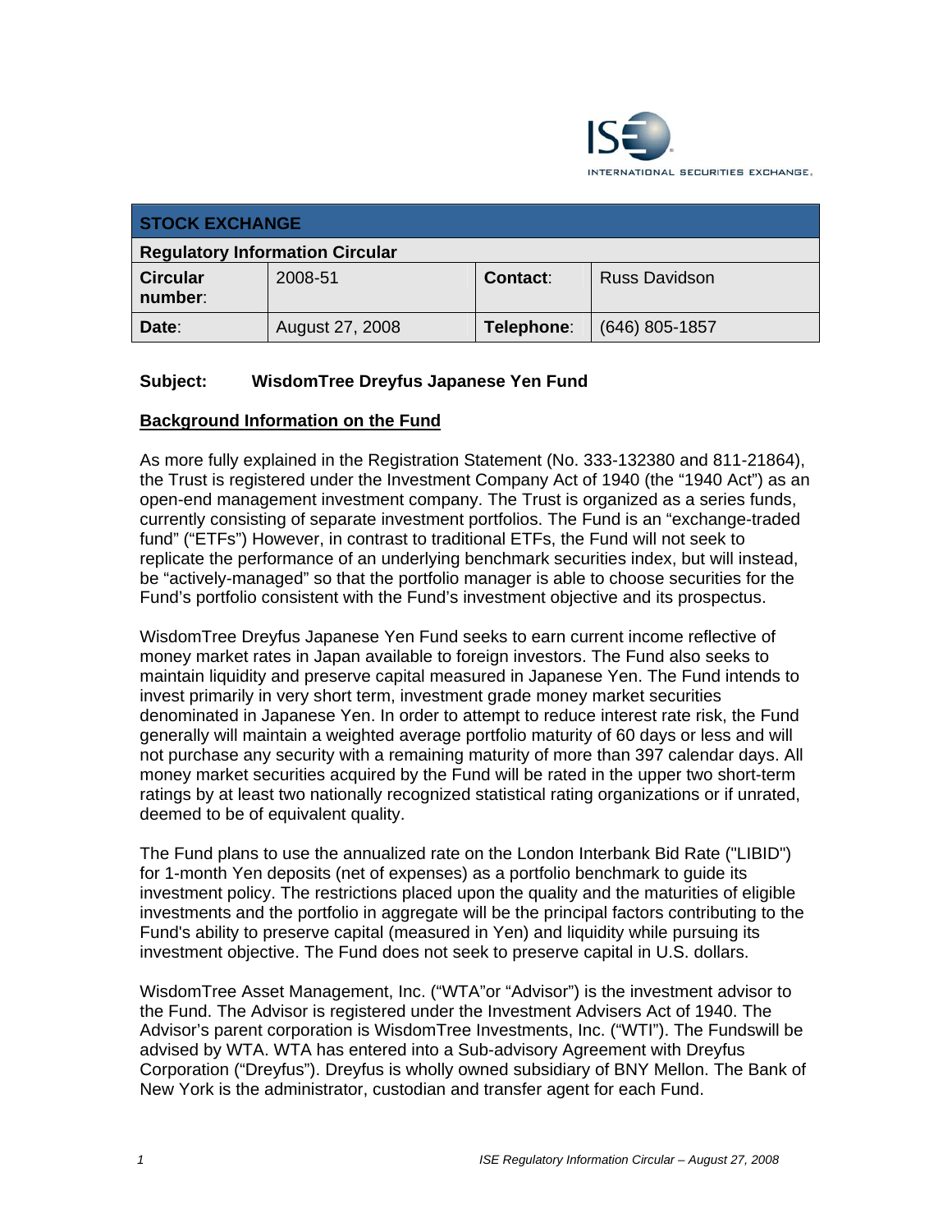| STOCK EXCHANGE | | | |
|---|---|---|---|
| **Regulatory Information Circular** | | | |
| **Circular number**: | 2008-51 | **Contact**: | Russ Davidson |
| **Date**: | August 27, 2008 | **Telephone**: | (646) 805-1857 |

**Subject: WisdomTree Dreyfus Japanese Yen Fund**

## Background Information on the Fund

As more fully explained in the Registration Statement (No. 333-132380 and 811-21864), the Trust is registered under the Investment Company Act of 1940 (the "1940 Act") as an open-end management investment company. The Trust is organized as a series funds, currently consisting of separate investment portfolios. The Fund is an "exchange-traded fund" ("ETFs") However, in contrast to traditional ETFs, the Fund will not seek to replicate the performance of an underlying benchmark securities index, but will instead, be "actively-managed" so that the portfolio manager is able to choose securities for the Fund's portfolio consistent with the Fund's investment objective and its prospectus.

WisdomTree Dreyfus Japanese Yen Fund seeks to earn current income reflective of money market rates in Japan available to foreign investors. The Fund also seeks to maintain liquidity and preserve capital measured in Japanese Yen. The Fund intends to invest primarily in very short term, investment grade money market securities denominated in Japanese Yen. In order to attempt to reduce interest rate risk, the Fund generally will maintain a weighted average portfolio maturity of 60 days or less and will not purchase any security with a remaining maturity of more than 397 calendar days. All money market securities acquired by the Fund will be rated in the upper two short-term ratings by at least two nationally recognized statistical rating organizations or if unrated, deemed to be of equivalent quality.

The Fund plans to use the annualized rate on the London Interbank Bid Rate ("LIBID") for 1-month Yen deposits (net of expenses) as a portfolio benchmark to guide its investment policy. The restrictions placed upon the quality and the maturities of eligible investments and the portfolio in aggregate will be the principal factors contributing to the Fund's ability to preserve capital (measured in Yen) and liquidity while pursuing its investment objective. The Fund does not seek to preserve capital in U.S. dollars.

WisdomTree Asset Management, Inc. ("WTA"or "Advisor") is the investment advisor to the Fund. The Advisor is registered under the Investment Advisers Act of 1940. The Advisor's parent corporation is WisdomTree Investments, Inc. ("WTI"). The Fundswill be advised by WTA. WTA has entered into a Sub-advisory Agreement with Dreyfus Corporation ("Dreyfus"). Dreyfus is wholly owned subsidiary of BNY Mellon. The Bank of New York is the administrator, custodian and transfer agent for each Fund.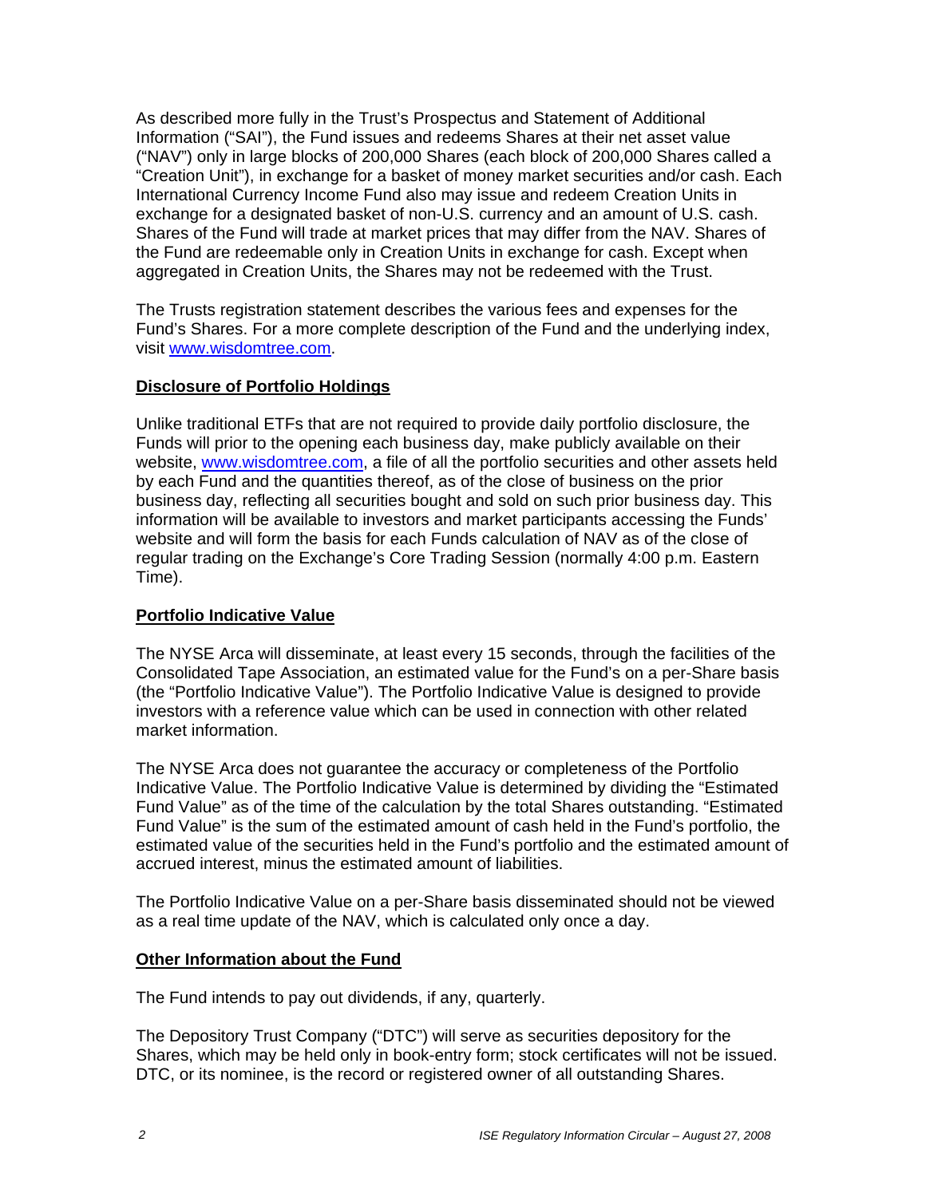As described more fully in the Trust's Prospectus and Statement of Additional Information ("SAI"), the Fund issues and redeems Shares at their net asset value ("NAV") only in large blocks of 200,000 Shares (each block of 200,000 Shares called a "Creation Unit"), in exchange for a basket of money market securities and/or cash. Each International Currency Income Fund also may issue and redeem Creation Units in exchange for a designated basket of non-U.S. currency and an amount of U.S. cash. Shares of the Fund will trade at market prices that may differ from the NAV. Shares of the Fund are redeemable only in Creation Units in exchange for cash. Except when aggregated in Creation Units, the Shares may not be redeemed with the Trust.

The Trusts registration statement describes the various fees and expenses for the Fund's Shares. For a more complete description of the Fund and the underlying index, visit www.wisdomtree.com.

**Disclosure of Portfolio Holdings**

Unlike traditional ETFs that are not required to provide daily portfolio disclosure, the Funds will prior to the opening each business day, make publicly available on their website, www.wisdomtree.com, a file of all the portfolio securities and other assets held by each Fund and the quantities thereof, as of the close of business on the prior business day, reflecting all securities bought and sold on such prior business day. This information will be available to investors and market participants accessing the Funds' website and will form the basis for each Funds calculation of NAV as of the close of regular trading on the Exchange's Core Trading Session (normally 4:00 p.m. Eastern Time).

**Portfolio Indicative Value**

The NYSE Arca will disseminate, at least every 15 seconds, through the facilities of the Consolidated Tape Association, an estimated value for the Fund's on a per-Share basis (the "Portfolio Indicative Value"). The Portfolio Indicative Value is designed to provide investors with a reference value which can be used in connection with other related market information.

The NYSE Arca does not guarantee the accuracy or completeness of the Portfolio Indicative Value. The Portfolio Indicative Value is determined by dividing the "Estimated Fund Value" as of the time of the calculation by the total Shares outstanding. "Estimated Fund Value" is the sum of the estimated amount of cash held in the Fund's portfolio, the estimated value of the securities held in the Fund's portfolio and the estimated amount of accrued interest, minus the estimated amount of liabilities.

The Portfolio Indicative Value on a per-Share basis disseminated should not be viewed as a real time update of the NAV, which is calculated only once a day.

**Other Information about the Fund**

The Fund intends to pay out dividends, if any, quarterly.

The Depository Trust Company ("DTC") will serve as securities depository for the Shares, which may be held only in book-entry form; stock certificates will not be issued. DTC, or its nominee, is the record or registered owner of all outstanding Shares.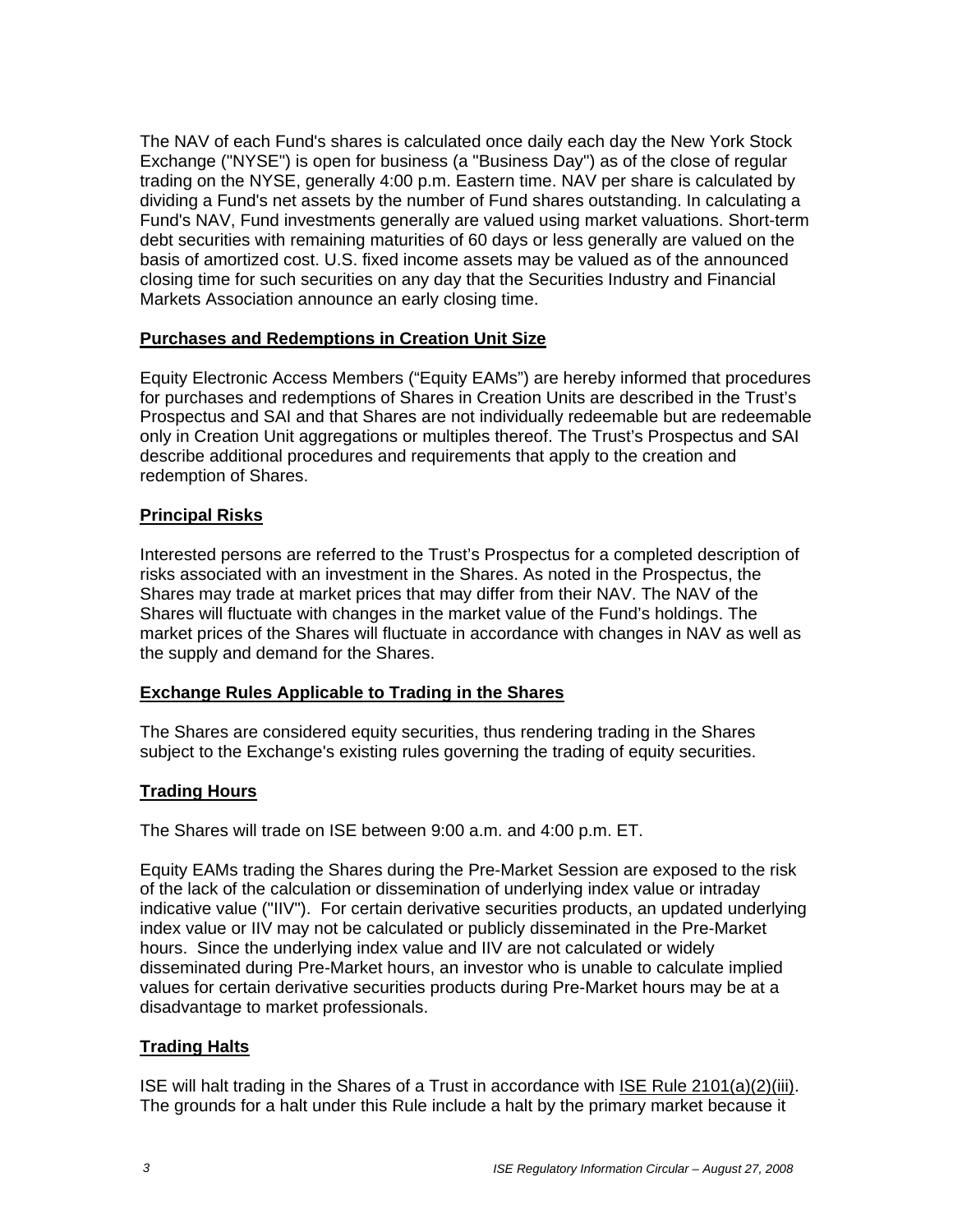The NAV of each Fund's shares is calculated once daily each day the New York Stock Exchange ("NYSE") is open for business (a "Business Day") as of the close of regular trading on the NYSE, generally 4:00 p.m. Eastern time. NAV per share is calculated by dividing a Fund's net assets by the number of Fund shares outstanding. In calculating a Fund's NAV, Fund investments generally are valued using market valuations. Short-term debt securities with remaining maturities of 60 days or less generally are valued on the basis of amortized cost. U.S. fixed income assets may be valued as of the announced closing time for such securities on any day that the Securities Industry and Financial Markets Association announce an early closing time.

## Purchases and Redemptions in Creation Unit Size

Equity Electronic Access Members ("Equity EAMs") are hereby informed that procedures for purchases and redemptions of Shares in Creation Units are described in the Trust's Prospectus and SAI and that Shares are not individually redeemable but are redeemable only in Creation Unit aggregations or multiples thereof. The Trust's Prospectus and SAI describe additional procedures and requirements that apply to the creation and redemption of Shares.

## Principal Risks

Interested persons are referred to the Trust's Prospectus for a completed description of risks associated with an investment in the Shares. As noted in the Prospectus, the Shares may trade at market prices that may differ from their NAV. The NAV of the Shares will fluctuate with changes in the market value of the Fund's holdings. The market prices of the Shares will fluctuate in accordance with changes in NAV as well as the supply and demand for the Shares.

## Exchange Rules Applicable to Trading in the Shares

The Shares are considered equity securities, thus rendering trading in the Shares subject to the Exchange's existing rules governing the trading of equity securities.

## Trading Hours

The Shares will trade on ISE between 9:00 a.m. and 4:00 p.m. ET.

Equity EAMs trading the Shares during the Pre-Market Session are exposed to the risk of the lack of the calculation or dissemination of underlying index value or intraday indicative value ("IIV"). For certain derivative securities products, an updated underlying index value or IIV may not be calculated or publicly disseminated in the Pre-Market hours. Since the underlying index value and IIV are not calculated or widely disseminated during Pre-Market hours, an investor who is unable to calculate implied values for certain derivative securities products during Pre-Market hours may be at a disadvantage to market professionals.

## Trading Halts

ISE will halt trading in the Shares of a Trust in accordance with ISE Rule 2101(a)(2)(iii). The grounds for a halt under this Rule include a halt by the primary market because it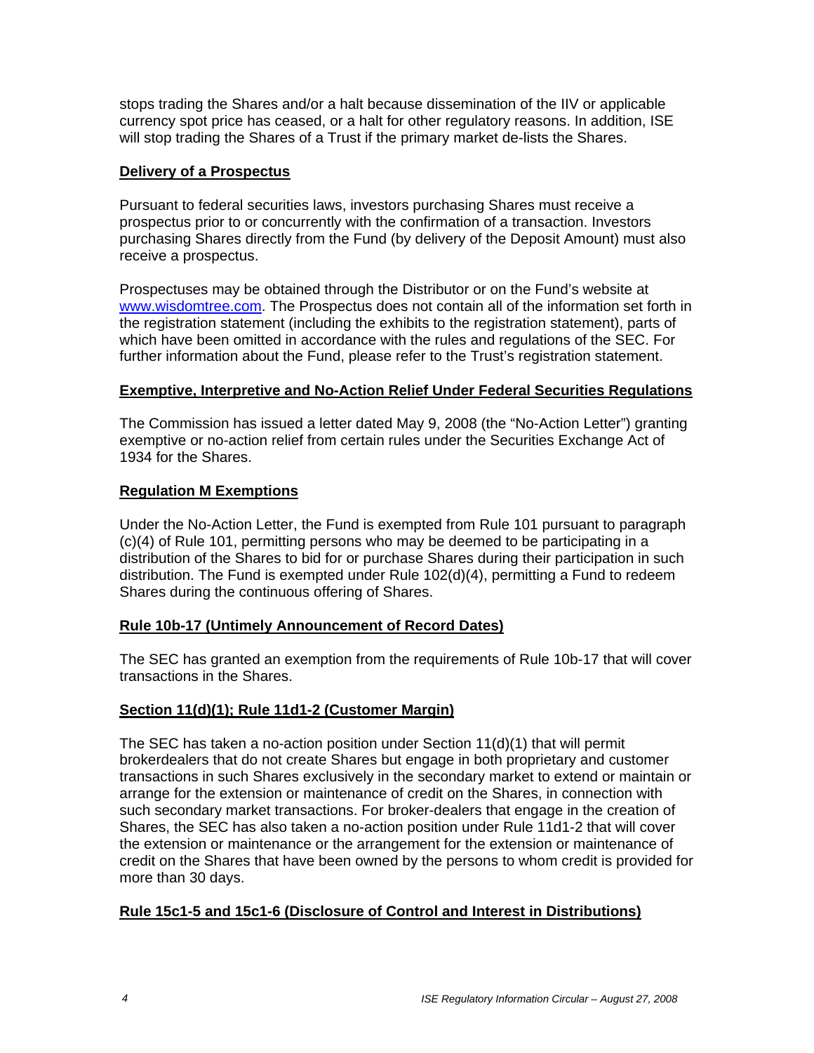stops trading the Shares and/or a halt because dissemination of the IIV or applicable currency spot price has ceased, or a halt for other regulatory reasons. In addition, ISE will stop trading the Shares of a Trust if the primary market de-lists the Shares.

**Delivery of a Prospectus**

Pursuant to federal securities laws, investors purchasing Shares must receive a prospectus prior to or concurrently with the confirmation of a transaction. Investors purchasing Shares directly from the Fund (by delivery of the Deposit Amount) must also receive a prospectus.

Prospectuses may be obtained through the Distributor or on the Fund's website at www.wisdomtree.com. The Prospectus does not contain all of the information set forth in the registration statement (including the exhibits to the registration statement), parts of which have been omitted in accordance with the rules and regulations of the SEC. For further information about the Fund, please refer to the Trust's registration statement.

**Exemptive, Interpretive and No-Action Relief Under Federal Securities Regulations**

The Commission has issued a letter dated May 9, 2008 (the "No-Action Letter") granting exemptive or no-action relief from certain rules under the Securities Exchange Act of 1934 for the Shares.

**Regulation M Exemptions**

Under the No-Action Letter, the Fund is exempted from Rule 101 pursuant to paragraph (c)(4) of Rule 101, permitting persons who may be deemed to be participating in a distribution of the Shares to bid for or purchase Shares during their participation in such distribution. The Fund is exempted under Rule 102(d)(4), permitting a Fund to redeem Shares during the continuous offering of Shares.

**Rule 10b-17 (Untimely Announcement of Record Dates)**

The SEC has granted an exemption from the requirements of Rule 10b-17 that will cover transactions in the Shares.

**Section 11(d)(1); Rule 11d1-2 (Customer Margin)**

The SEC has taken a no-action position under Section 11(d)(1) that will permit brokerdealers that do not create Shares but engage in both proprietary and customer transactions in such Shares exclusively in the secondary market to extend or maintain or arrange for the extension or maintenance of credit on the Shares, in connection with such secondary market transactions. For broker-dealers that engage in the creation of Shares, the SEC has also taken a no-action position under Rule 11d1-2 that will cover the extension or maintenance or the arrangement for the extension or maintenance of credit on the Shares that have been owned by the persons to whom credit is provided for more than 30 days.

**Rule 15c1-5 and 15c1-6 (Disclosure of Control and Interest in Distributions)**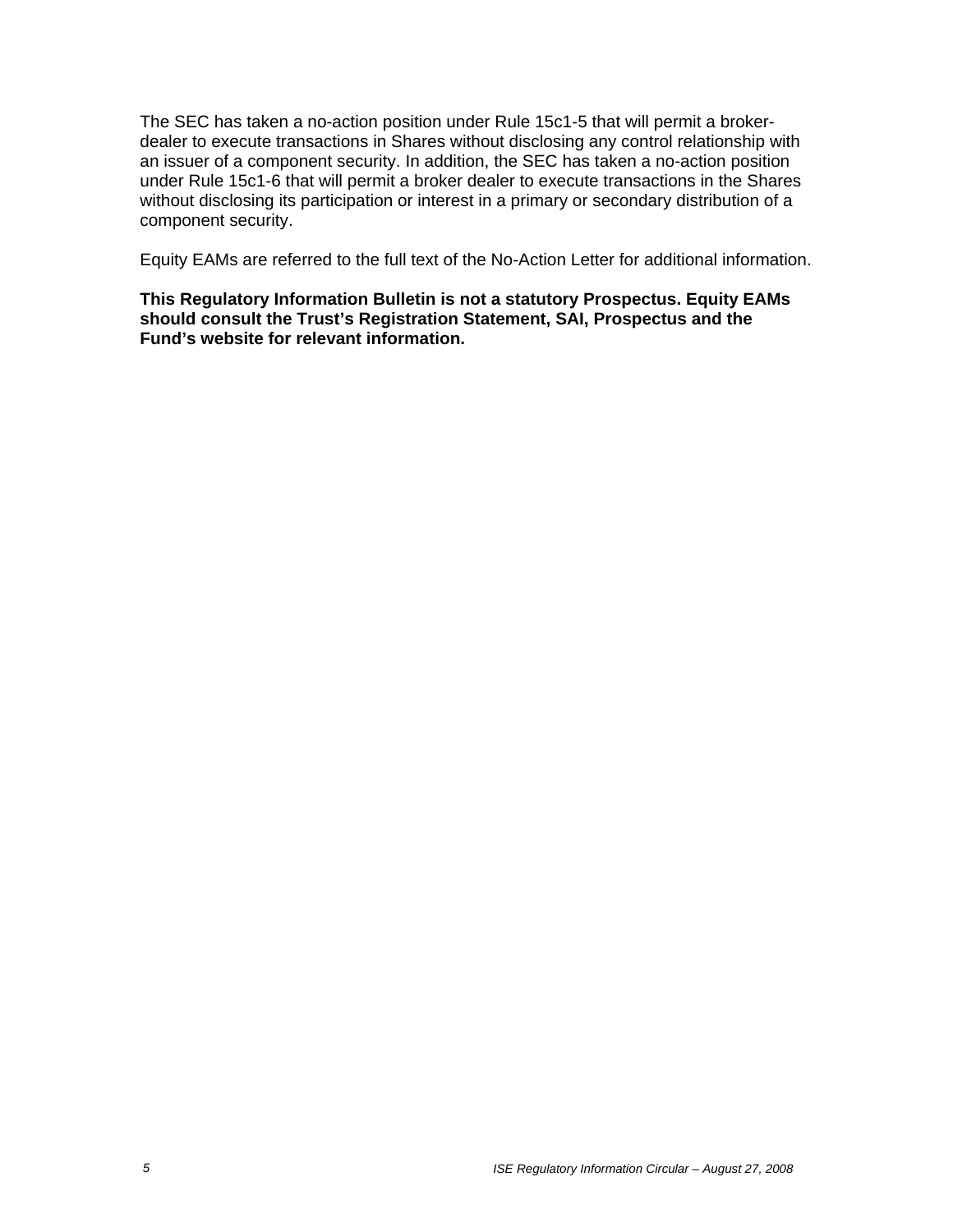The SEC has taken a no-action position under Rule 15c1-5 that will permit a broker-dealer to execute transactions in Shares without disclosing any control relationship with an issuer of a component security. In addition, the SEC has taken a no-action position under Rule 15c1-6 that will permit a broker dealer to execute transactions in the Shares without disclosing its participation or interest in a primary or secondary distribution of a component security.

Equity EAMs are referred to the full text of the No-Action Letter for additional information.

**This Regulatory Information Bulletin is not a statutory Prospectus. Equity EAMs should consult the Trust's Registration Statement, SAI, Prospectus and the Fund's website for relevant information.**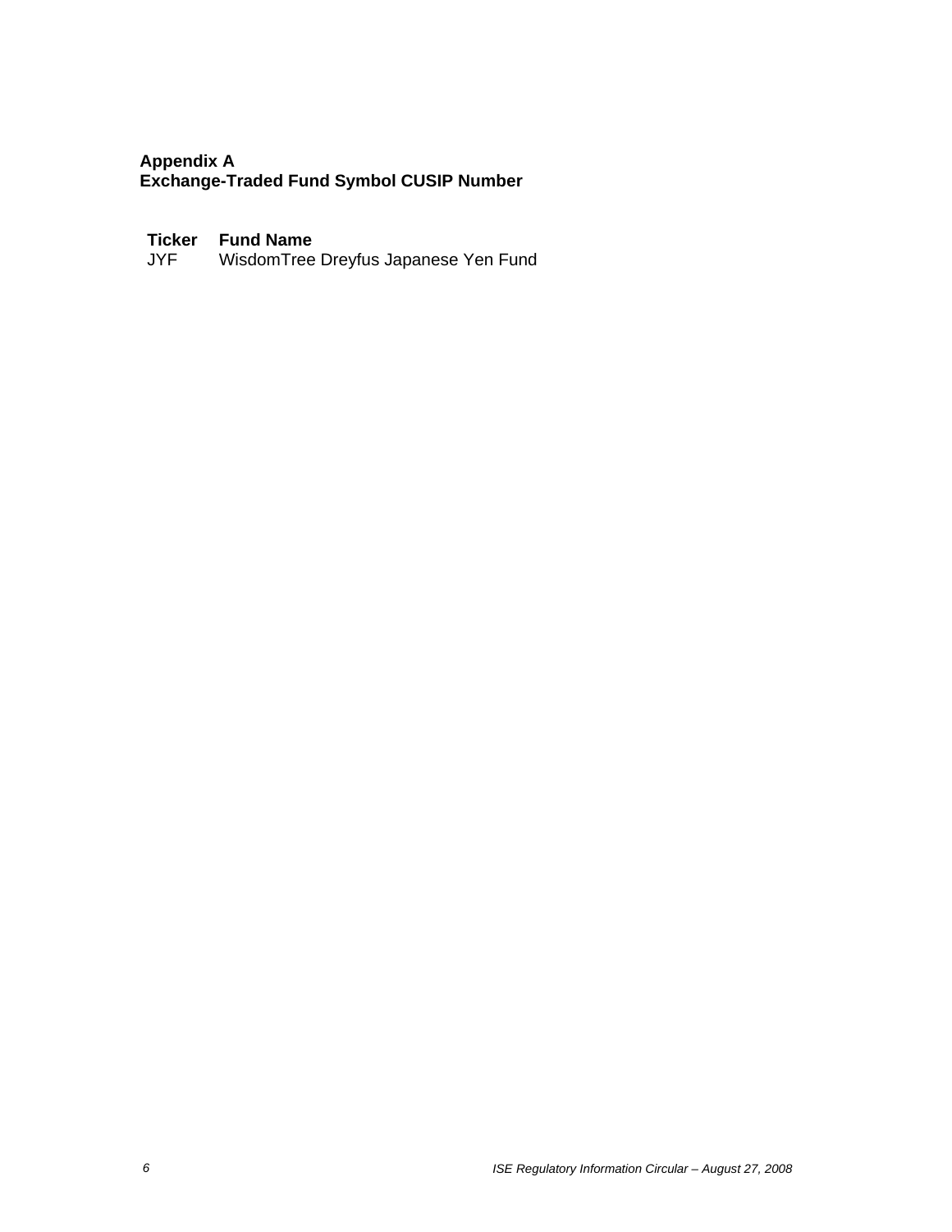**Appendix A**
**Exchange-Traded Fund Symbol CUSIP Number**

| Ticker | Fund Name |
|---|---|
| JYF | WisdomTree Dreyfus Japanese Yen Fund |